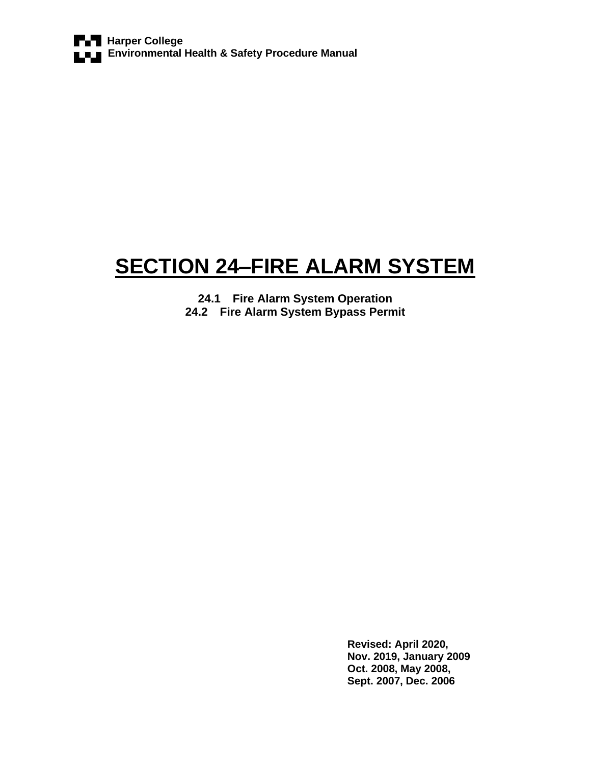**Harper College**
**Environmental Health & Safety Procedure Manual**

# SECTION 24–FIRE ALARM SYSTEM

**24.1 Fire Alarm System Operation**
**24.2 Fire Alarm System Bypass Permit**

**Revised: April 2020,**
**Nov. 2019, January 2009**
**Oct. 2008, May 2008,**
**Sept. 2007, Dec. 2006**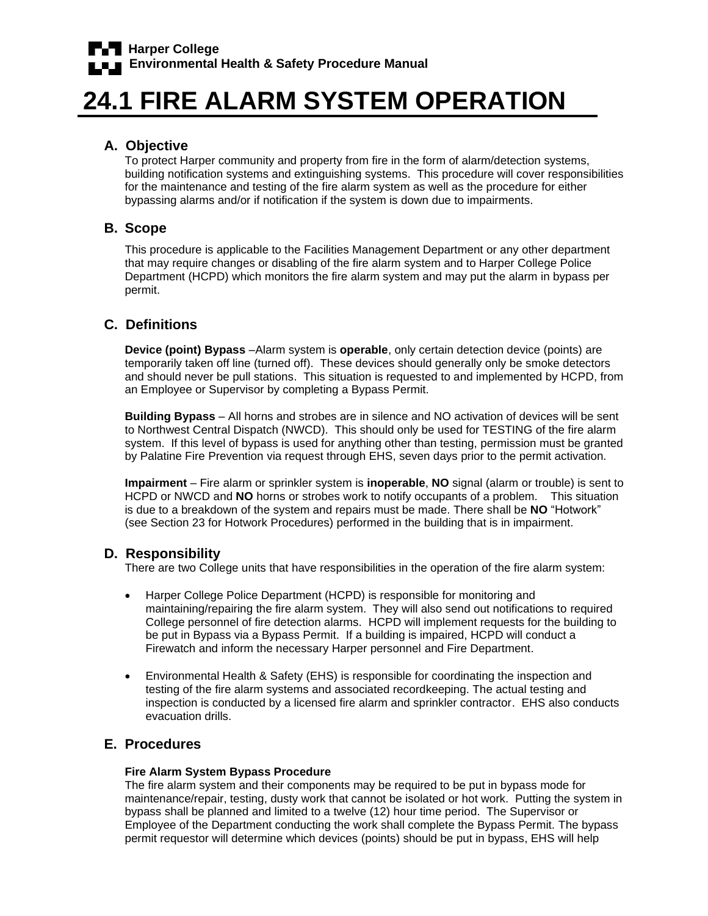**Harper College**
**Environmental Health & Safety Procedure Manual**

# 24.1 FIRE ALARM SYSTEM OPERATION

## A. Objective

To protect Harper community and property from fire in the form of alarm/detection systems, building notification systems and extinguishing systems. This procedure will cover responsibilities for the maintenance and testing of the fire alarm system as well as the procedure for either bypassing alarms and/or if notification if the system is down due to impairments.

## B. Scope

This procedure is applicable to the Facilities Management Department or any other department that may require changes or disabling of the fire alarm system and to Harper College Police Department (HCPD) which monitors the fire alarm system and may put the alarm in bypass per permit.

## C. Definitions

**Device (point) Bypass** –Alarm system is **operable**, only certain detection device (points) are temporarily taken off line (turned off). These devices should generally only be smoke detectors and should never be pull stations. This situation is requested to and implemented by HCPD, from an Employee or Supervisor by completing a Bypass Permit.

**Building Bypass** – All horns and strobes are in silence and NO activation of devices will be sent to Northwest Central Dispatch (NWCD). This should only be used for TESTING of the fire alarm system. If this level of bypass is used for anything other than testing, permission must be granted by Palatine Fire Prevention via request through EHS, seven days prior to the permit activation.

**Impairment** – Fire alarm or sprinkler system is **inoperable**, **NO** signal (alarm or trouble) is sent to HCPD or NWCD and **NO** horns or strobes work to notify occupants of a problem. This situation is due to a breakdown of the system and repairs must be made. There shall be **NO** "Hotwork" (see Section 23 for Hotwork Procedures) performed in the building that is in impairment.

## D. Responsibility

There are two College units that have responsibilities in the operation of the fire alarm system:

- Harper College Police Department (HCPD) is responsible for monitoring and maintaining/repairing the fire alarm system. They will also send out notifications to required College personnel of fire detection alarms. HCPD will implement requests for the building to be put in Bypass via a Bypass Permit. If a building is impaired, HCPD will conduct a Firewatch and inform the necessary Harper personnel and Fire Department.

- Environmental Health & Safety (EHS) is responsible for coordinating the inspection and testing of the fire alarm systems and associated recordkeeping. The actual testing and inspection is conducted by a licensed fire alarm and sprinkler contractor. EHS also conducts evacuation drills.

## E. Procedures

**Fire Alarm System Bypass Procedure**

The fire alarm system and their components may be required to be put in bypass mode for maintenance/repair, testing, dusty work that cannot be isolated or hot work. Putting the system in bypass shall be planned and limited to a twelve (12) hour time period. The Supervisor or Employee of the Department conducting the work shall complete the Bypass Permit. The bypass permit requestor will determine which devices (points) should be put in bypass, EHS will help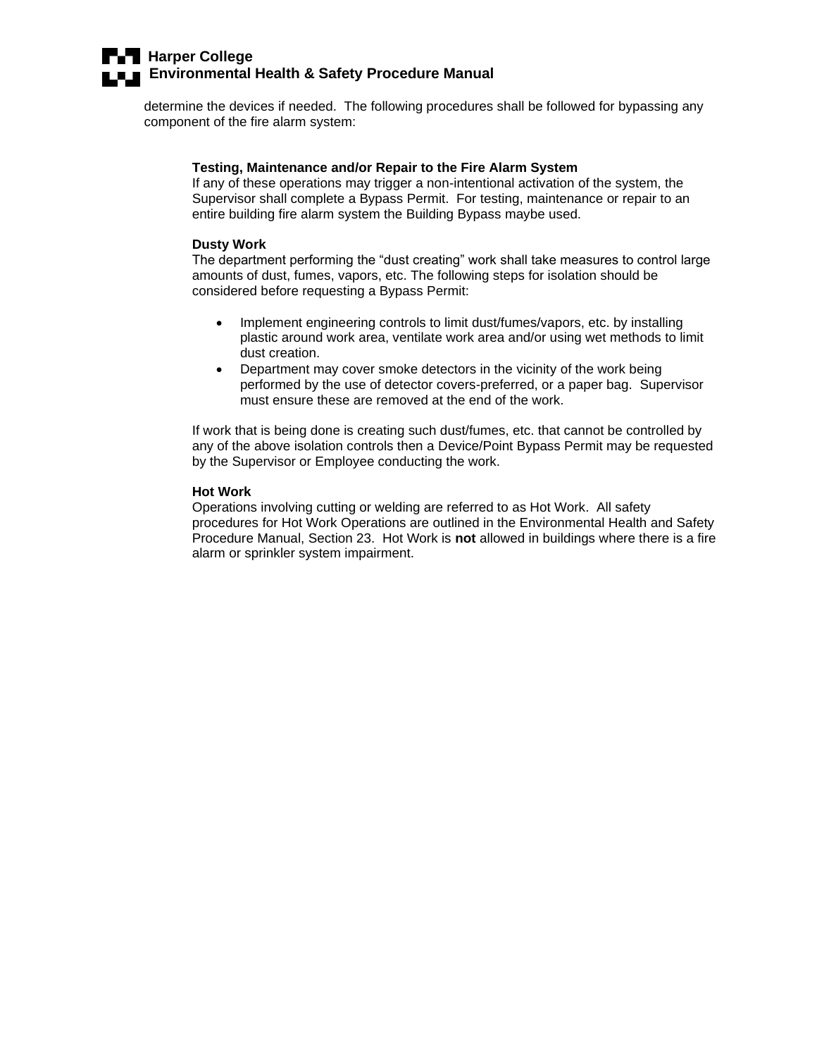determine the devices if needed.  The following procedures shall be followed for bypassing any component of the fire alarm system:

**Testing, Maintenance and/or Repair to the Fire Alarm System**

If any of these operations may trigger a non-intentional activation of the system, the Supervisor shall complete a Bypass Permit.  For testing, maintenance or repair to an entire building fire alarm system the Building Bypass maybe used.

**Dusty Work**

The department performing the "dust creating" work shall take measures to control large amounts of dust, fumes, vapors, etc. The following steps for isolation should be considered before requesting a Bypass Permit:

- Implement engineering controls to limit dust/fumes/vapors, etc. by installing plastic around work area, ventilate work area and/or using wet methods to limit dust creation.
- Department may cover smoke detectors in the vicinity of the work being performed by the use of detector covers-preferred, or a paper bag.  Supervisor must ensure these are removed at the end of the work.

If work that is being done is creating such dust/fumes, etc. that cannot be controlled by any of the above isolation controls then a Device/Point Bypass Permit may be requested by the Supervisor or Employee conducting the work.

**Hot Work**

Operations involving cutting or welding are referred to as Hot Work.  All safety procedures for Hot Work Operations are outlined in the Environmental Health and Safety Procedure Manual, Section 23.  Hot Work is **not** allowed in buildings where there is a fire alarm or sprinkler system impairment.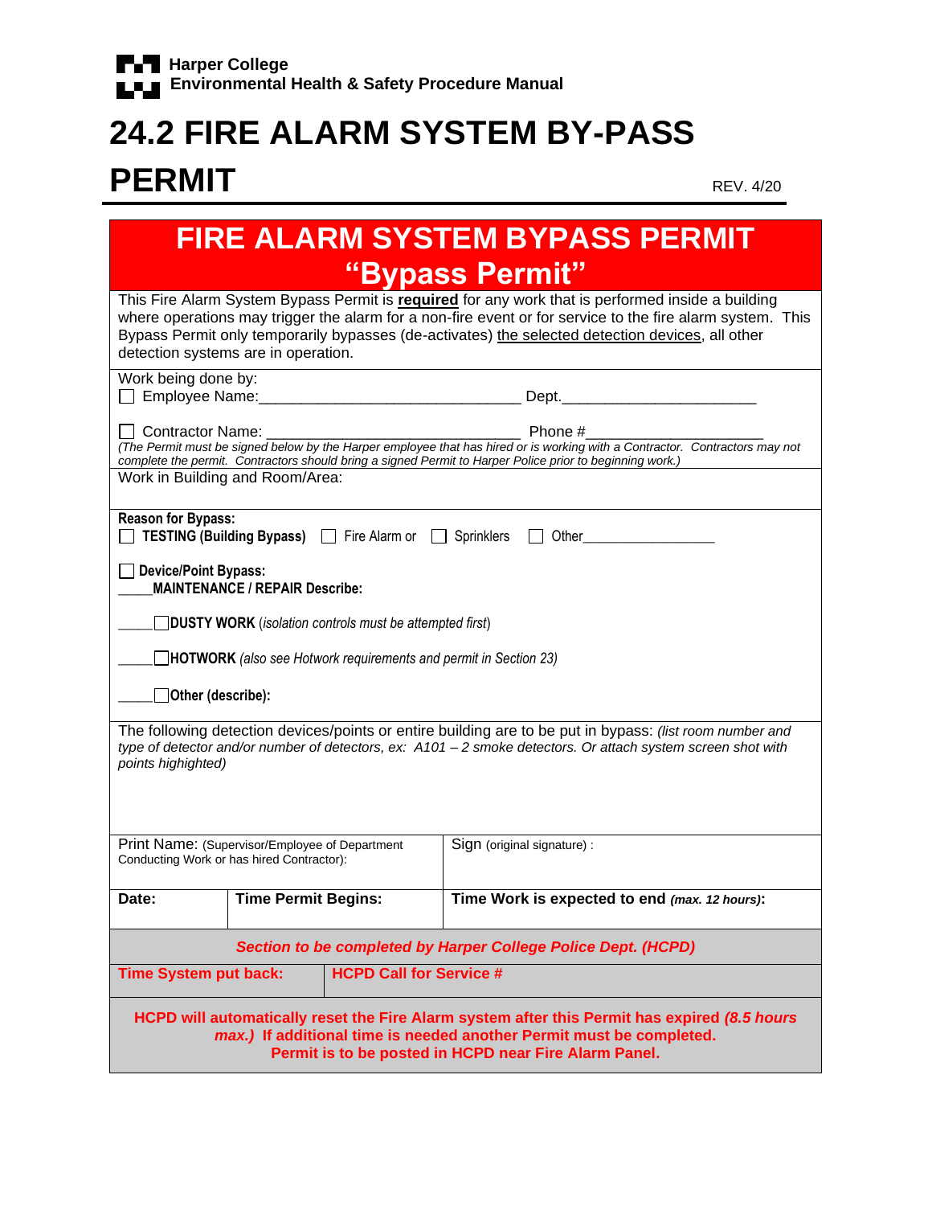**Harper College**
**Environmental Health & Safety Procedure Manual**

# 24.2 FIRE ALARM SYSTEM BY-PASS PERMIT

REV. 4/20

## FIRE ALARM SYSTEM BYPASS PERMIT
## "Bypass Permit"

This Fire Alarm System Bypass Permit is **required** for any work that is performed inside a building where operations may trigger the alarm for a non-fire event or for service to the fire alarm system. This Bypass Permit only temporarily bypasses (de-activates) the selected detection devices, all other detection systems are in operation.

Work being done by:

☐ Employee Name:______________________________ Dept.______________________

☐ Contractor Name: ______________________________ Phone #____________________

*(The Permit must be signed below by the Harper employee that has hired or is working with a Contractor. Contractors may not complete the permit. Contractors should bring a signed Permit to Harper Police prior to beginning work.)*

Work in Building and Room/Area:

**Reason for Bypass:**

☐ **TESTING (Building Bypass)** ☐ Fire Alarm or ☐ Sprinklers ☐ Other________________

☐ **Device/Point Bypass:**

____**MAINTENANCE / REPAIR Describe:**

____☐**DUSTY WORK** (*isolation controls must be attempted first*)

____☐**HOTWORK** *(also see Hotwork requirements and permit in Section 23)*

____☐**Other (describe):**

The following detection devices/points or entire building are to be put in bypass: *(list room number and type of detector and/or number of detectors, ex: A101 – 2 smoke detectors. Or attach system screen shot with points highighted)*

| | |
|---|---|
| Print Name: (Supervisor/Employee of Department Conducting Work or has hired Contractor): | Sign (original signature) : |

| | | |
|---|---|---|
| **Date:** | **Time Permit Begins:** | **Time Work is expected to end** ***(max. 12 hours)*****:** |

***Section to be completed by Harper College Police Dept. (HCPD)***

| | |
|---|---|
| **Time System put back:** | **HCPD Call for Service #** |

**HCPD will automatically reset the Fire Alarm system after this Permit has expired *(8.5 hours max.)* If additional time is needed another Permit must be completed.**
**Permit is to be posted in HCPD near Fire Alarm Panel.**